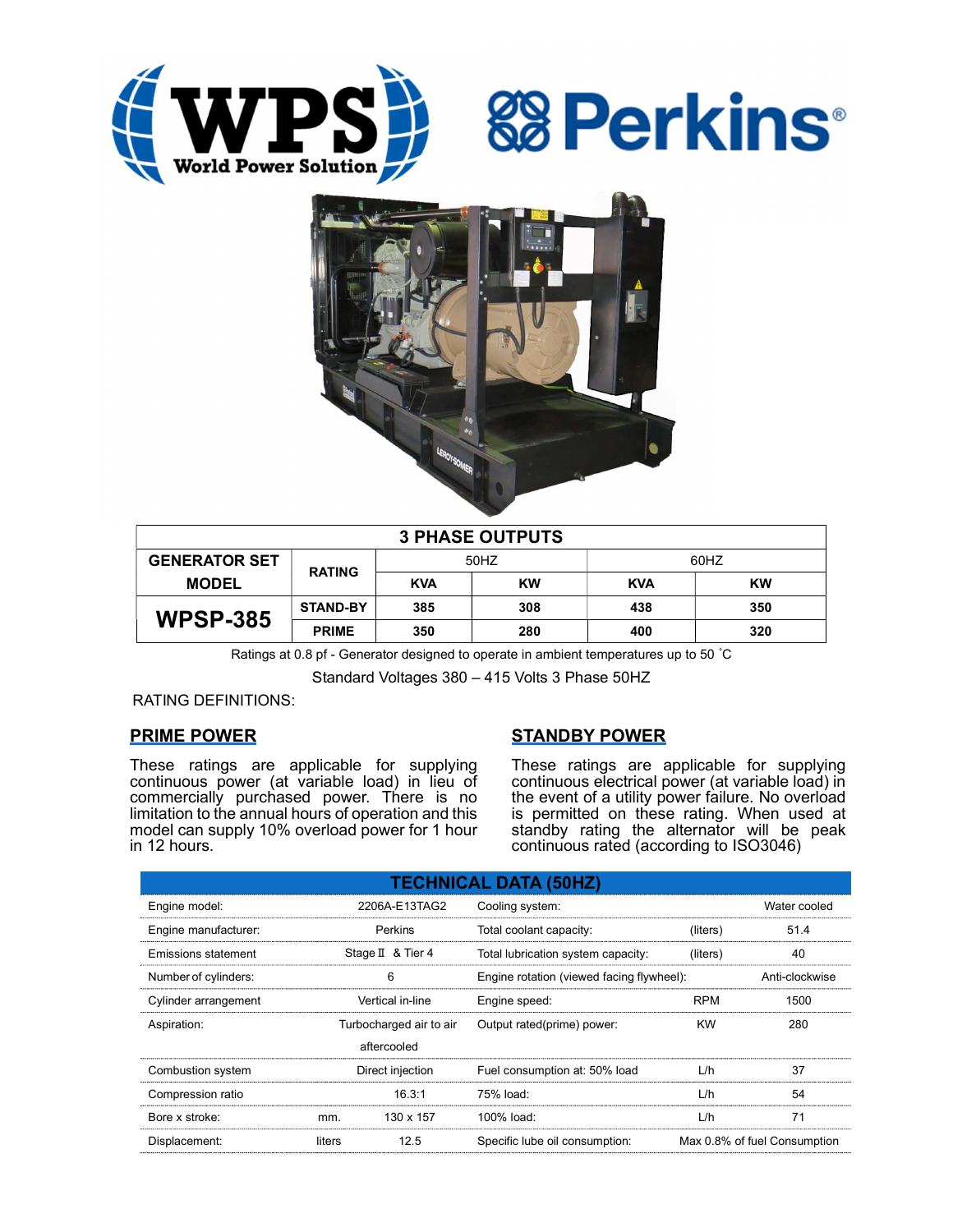WPS World Power Solution

Perkins®

| 3 PHASE OUTPUTS | | | | | |
|---|---|---|---|---|---|
| GENERATOR SET MODEL | RATING | 50HZ | | 60HZ | |
| | | KVA | KW | KVA | KW |
| **WPSP-385** | STAND-BY | 385 | 308 | 438 | 350 |
| | PRIME | 350 | 280 | 400 | 320 |

Ratings at 0.8 pf - Generator designed to operate in ambient temperatures up to 50 ˚C

Standard Voltages 380 – 415 Volts 3 Phase 50HZ

RATING DEFINITIONS:

## PRIME POWER

These ratings are applicable for supplying continuous power (at variable load) in lieu of commercially purchased power. There is no limitation to the annual hours of operation and this model can supply 10% overload power for 1 hour in 12 hours.

## STANDBY POWER

These ratings are applicable for supplying continuous electrical power (at variable load) in the event of a utility power failure. No overload is permitted on these rating. When used at standby rating the alternator will be peak continuous rated (according to ISO3046)

| TECHNICAL DATA (50HZ) | | | | | |
|---|---|---|---|---|---|
| Engine model: | | 2206A-E13TAG2 | Cooling system: | | Water cooled |
| Engine manufacturer: | | Perkins | Total coolant capacity: | (liters) | 51.4 |
| Emissions statement | | Stage Ⅱ & Tier 4 | Total lubrication system capacity: | (liters) | 40 |
| Number of cylinders: | | 6 | Engine rotation (viewed facing flywheel): | | Anti-clockwise |
| Cylinder arrangement | | Vertical in-line | Engine speed: | RPM | 1500 |
| Aspiration: | | Turbocharged air to air aftercooled | Output rated(prime) power: | KW | 280 |
| Combustion system | | Direct injection | Fuel consumption at: 50% load | L/h | 37 |
| Compression ratio | | 16.3:1 | 75% load: | L/h | 54 |
| Bore x stroke: | mm. | 130 x 157 | 100% load: | L/h | 71 |
| Displacement: | liters | 12.5 | Specific lube oil consumption: | | Max 0.8% of fuel Consumption |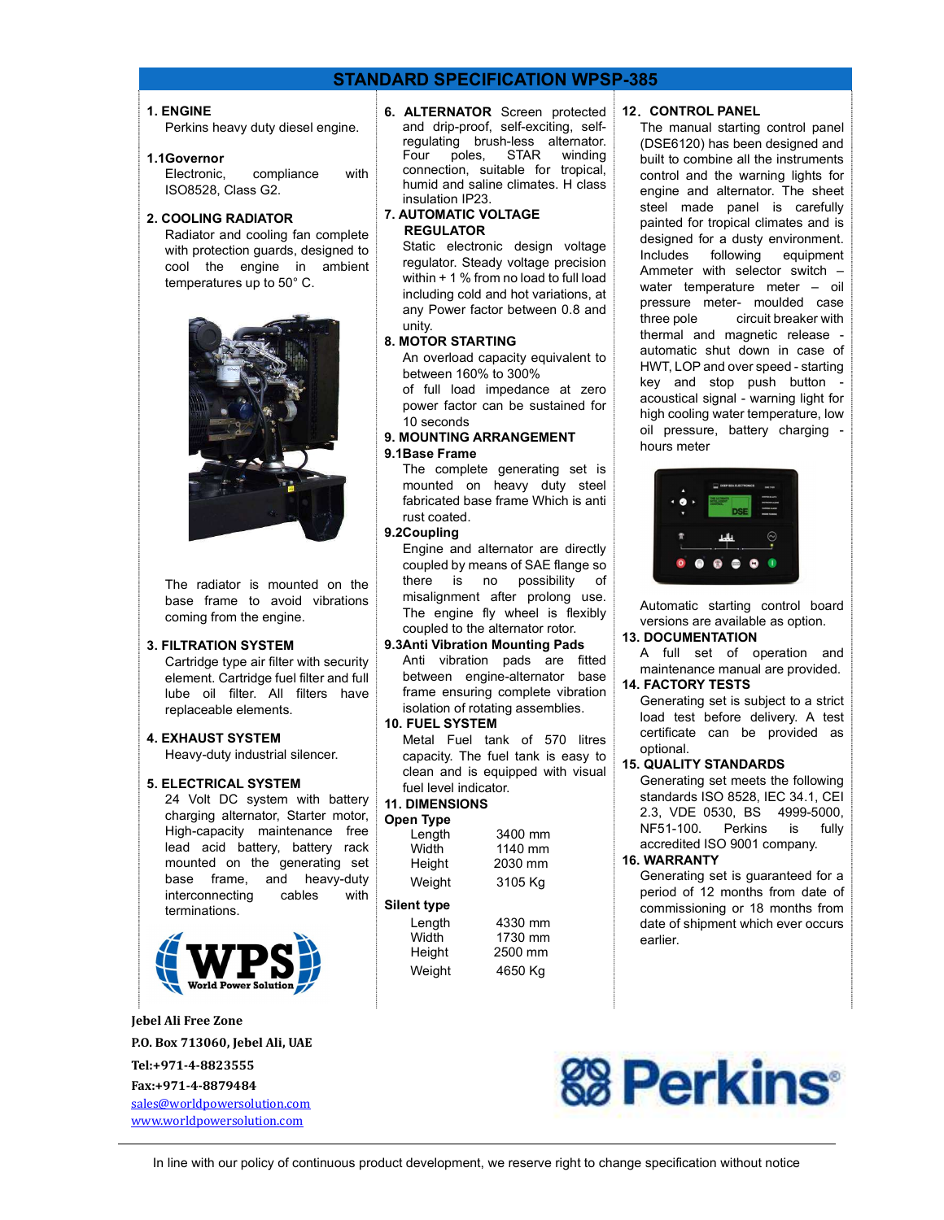# STANDARD SPECIFICATION WPSP-385

## 1. ENGINE

Perkins heavy duty diesel engine.

### 1.1Governor

Electronic, compliance with ISO8528, Class G2.

## 2. COOLING RADIATOR

Radiator and cooling fan complete with protection guards, designed to cool the engine in ambient temperatures up to 50° C.

The radiator is mounted on the base frame to avoid vibrations coming from the engine.

## 3. FILTRATION SYSTEM

Cartridge type air filter with security element. Cartridge fuel filter and full lube oil filter. All filters have replaceable elements.

## 4. EXHAUST SYSTEM

Heavy-duty industrial silencer.

## 5. ELECTRICAL SYSTEM

24 Volt DC system with battery charging alternator, Starter motor, High-capacity maintenance free lead acid battery, battery rack mounted on the generating set base frame, and heavy-duty interconnecting cables with terminations.

## 6. ALTERNATOR

Screen protected and drip-proof, self-exciting, self-regulating brush-less alternator. Four poles, STAR winding connection, suitable for tropical, humid and saline climates. H class insulation IP23.

## 7. AUTOMATIC VOLTAGE REGULATOR

Static electronic design voltage regulator. Steady voltage precision within + 1 % from no load to full load including cold and hot variations, at any Power factor between 0.8 and unity.

## 8. MOTOR STARTING

An overload capacity equivalent to between 160% to 300% of full load impedance at zero power factor can be sustained for 10 seconds

## 9. MOUNTING ARRANGEMENT

### 9.1Base Frame

The complete generating set is mounted on heavy duty steel fabricated base frame Which is anti rust coated.

### 9.2Coupling

Engine and alternator are directly coupled by means of SAE flange so there is no possibility of misalignment after prolong use. The engine fly wheel is flexibly coupled to the alternator rotor.

### 9.3Anti Vibration Mounting Pads

Anti vibration pads are fitted between engine-alternator base frame ensuring complete vibration isolation of rotating assemblies.

## 10. FUEL SYSTEM

Metal Fuel tank of 570 litres capacity. The fuel tank is easy to clean and is equipped with visual fuel level indicator.

## 11. DIMENSIONS

**Open Type**

| | |
|---|---|
| Length | 3400 mm |
| Width | 1140 mm |
| Height | 2030 mm |
| Weight | 3105 Kg |

**Silent type**

| | |
|---|---|
| Length | 4330 mm |
| Width | 1730 mm |
| Height | 2500 mm |
| Weight | 4650 Kg |

## 12. CONTROL PANEL

The manual starting control panel (DSE6120) has been designed and built to combine all the instruments control and the warning lights for engine and alternator. The sheet steel made panel is carefully painted for tropical climates and is designed for a dusty environment. Includes following equipment Ammeter with selector switch – water temperature meter – oil pressure meter- moulded case three pole circuit breaker with thermal and magnetic release - automatic shut down in case of HWT, LOP and over speed - starting key and stop push button - acoustical signal - warning light for high cooling water temperature, low oil pressure, battery charging - hours meter

Automatic starting control board versions are available as option.

## 13. DOCUMENTATION

A full set of operation and maintenance manual are provided.

## 14. FACTORY TESTS

Generating set is subject to a strict load test before delivery. A test certificate can be provided as optional.

## 15. QUALITY STANDARDS

Generating set meets the following standards ISO 8528, IEC 34.1, CEI 2.3, VDE 0530, BS 4999-5000, NF51-100. Perkins is fully accredited ISO 9001 company.

## 16. WARRANTY

Generating set is guaranteed for a period of 12 months from date of commissioning or 18 months from date of shipment which ever occurs earlier.

WPS World Power Solution

**Jebel Ali Free Zone**
**P.O. Box 713060, Jebel Ali, UAE**
**Tel:+971-4-8823555**
**Fax:+971-4-8879484**
sales@worldpowersolution.com
www.worldpowersolution.com

Perkins

In line with our policy of continuous product development, we reserve right to change specification without notice